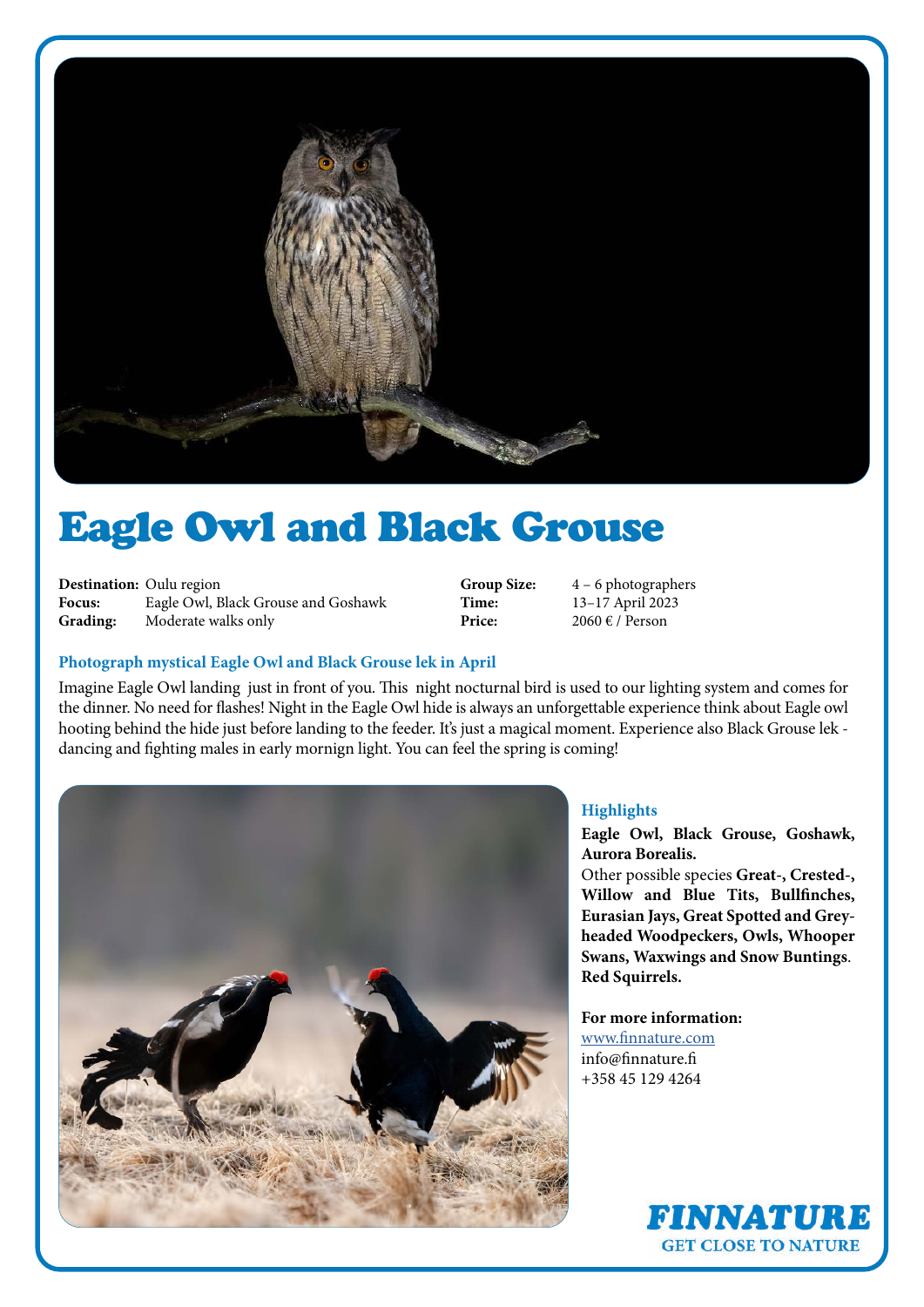# Eagle Owl and Black Grouse

| | | | |
|---|---|---|---|
| **Destination:** | Oulu region | **Group Size:** | 4 – 6 photographers |
| **Focus:** | Eagle Owl, Black Grouse and Goshawk | **Time:** | 13–17 April 2023 |
| **Grading:** | Moderate walks only | **Price:** | 2060 € / Person |

### Photograph mystical Eagle Owl and Black Grouse lek in April

Imagine Eagle Owl landing  just in front of you. This  night nocturnal bird is used to our lighting system and comes for the dinner. No need for flashes! Night in the Eagle Owl hide is always an unforgettable experience think about Eagle owl hooting behind the hide just before landing to the feeder. It's just a magical moment. Experience also Black Grouse lek - dancing and fighting males in early mornign light. You can feel the spring is coming!

### Highlights

**Eagle Owl, Black Grouse, Goshawk, Aurora Borealis.**

Other possible species **Great-, Crested-, Willow and Blue Tits, Bullfinches, Eurasian Jays, Great Spotted and Grey-headed Woodpeckers, Owls, Whooper Swans, Waxwings and Snow Buntings**. **Red Squirrels.**

**For more information:**
www.finnature.com
info@finnature.fi
+358 45 129 4264

**FINNATURE**
**GET CLOSE TO NATURE**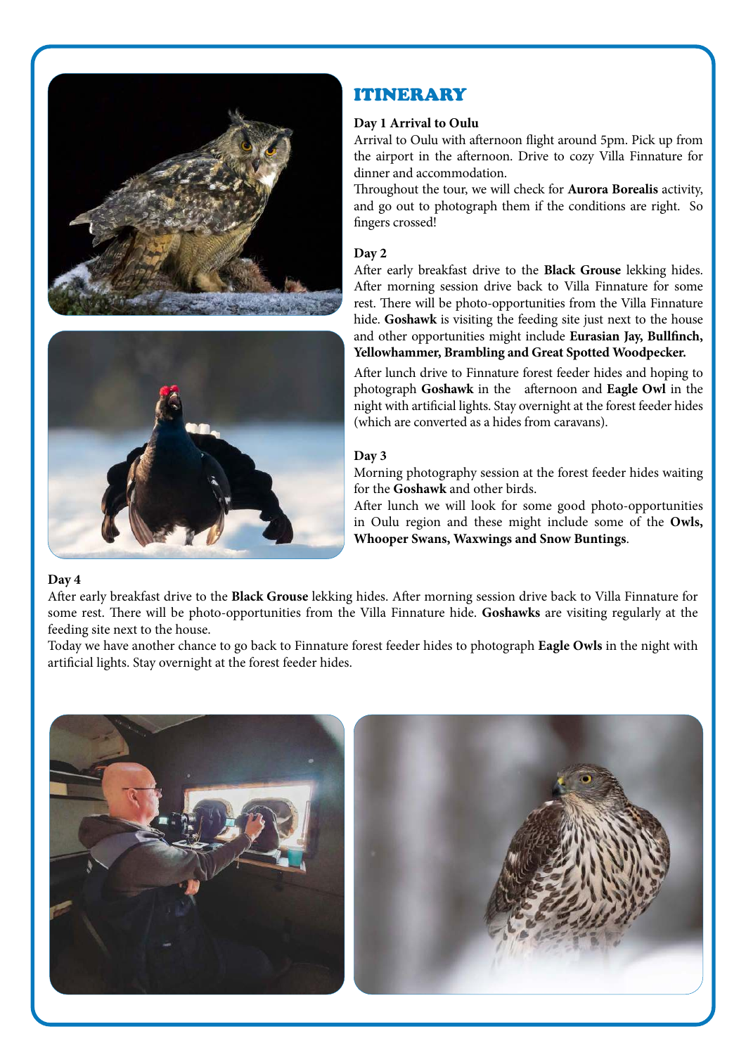# ITINERARY

**Day 1 Arrival to Oulu**

Arrival to Oulu with afternoon flight around 5pm. Pick up from the airport in the afternoon. Drive to cozy Villa Finnature for dinner and accommodation.

Throughout the tour, we will check for **Aurora Borealis** activity, and go out to photograph them if the conditions are right. So fingers crossed!

**Day 2**

After early breakfast drive to the **Black Grouse** lekking hides. After morning session drive back to Villa Finnature for some rest. There will be photo-opportunities from the Villa Finnature hide. **Goshawk** is visiting the feeding site just next to the house and other opportunities might include **Eurasian Jay, Bullfinch, Yellowhammer, Brambling and Great Spotted Woodpecker.**

After lunch drive to Finnature forest feeder hides and hoping to photograph **Goshawk** in the afternoon and **Eagle Owl** in the night with artificial lights. Stay overnight at the forest feeder hides (which are converted as a hides from caravans).

**Day 3**

Morning photography session at the forest feeder hides waiting for the **Goshawk** and other birds.

After lunch we will look for some good photo-opportunities in Oulu region and these might include some of the **Owls, Whooper Swans, Waxwings and Snow Buntings**.

**Day 4**

After early breakfast drive to the **Black Grouse** lekking hides. After morning session drive back to Villa Finnature for some rest. There will be photo-opportunities from the Villa Finnature hide. **Goshawks** are visiting regularly at the feeding site next to the house.

Today we have another chance to go back to Finnature forest feeder hides to photograph **Eagle Owls** in the night with artificial lights. Stay overnight at the forest feeder hides.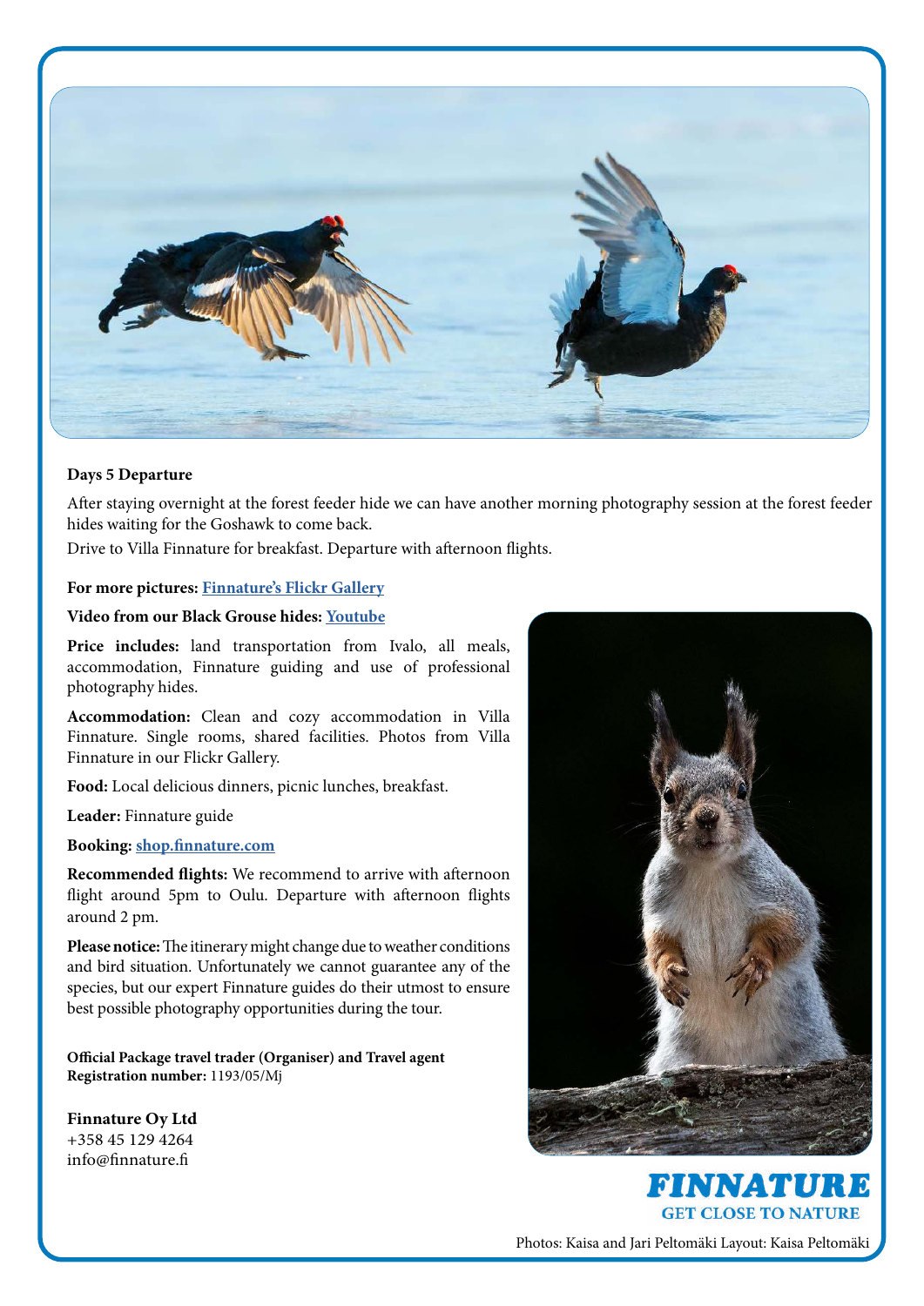### Days 5 Departure

After staying overnight at the forest feeder hide we can have another morning photography session at the forest feeder hides waiting for the Goshawk to come back.

Drive to Villa Finnature for breakfast. Departure with afternoon flights.

**For more pictures:** **Finnature's Flickr Gallery**

**Video from our Black Grouse hides:** **Youtube**

**Price includes:** land transportation from Ivalo, all meals, accommodation, Finnature guiding and use of professional photography hides.

**Accommodation:** Clean and cozy accommodation in Villa Finnature. Single rooms, shared facilities. Photos from Villa Finnature in our Flickr Gallery.

**Food:** Local delicious dinners, picnic lunches, breakfast.

**Leader:** Finnature guide

**Booking:** **shop.finnature.com**

**Recommended flights:** We recommend to arrive with afternoon flight around 5pm to Oulu. Departure with afternoon flights around 2 pm.

**Please notice:** The itinerary might change due to weather conditions and bird situation. Unfortunately we cannot guarantee any of the species, but our expert Finnature guides do their utmost to ensure best possible photography opportunities during the tour.

**Official Package travel trader (Organiser) and Travel agent**
**Registration number:** 1193/05/Mj

**Finnature Oy Ltd**
+358 45 129 4264
info@finnature.fi

**FINNATURE**
**GET CLOSE TO NATURE**

Photos: Kaisa and Jari Peltomäki Layout: Kaisa Peltomäki